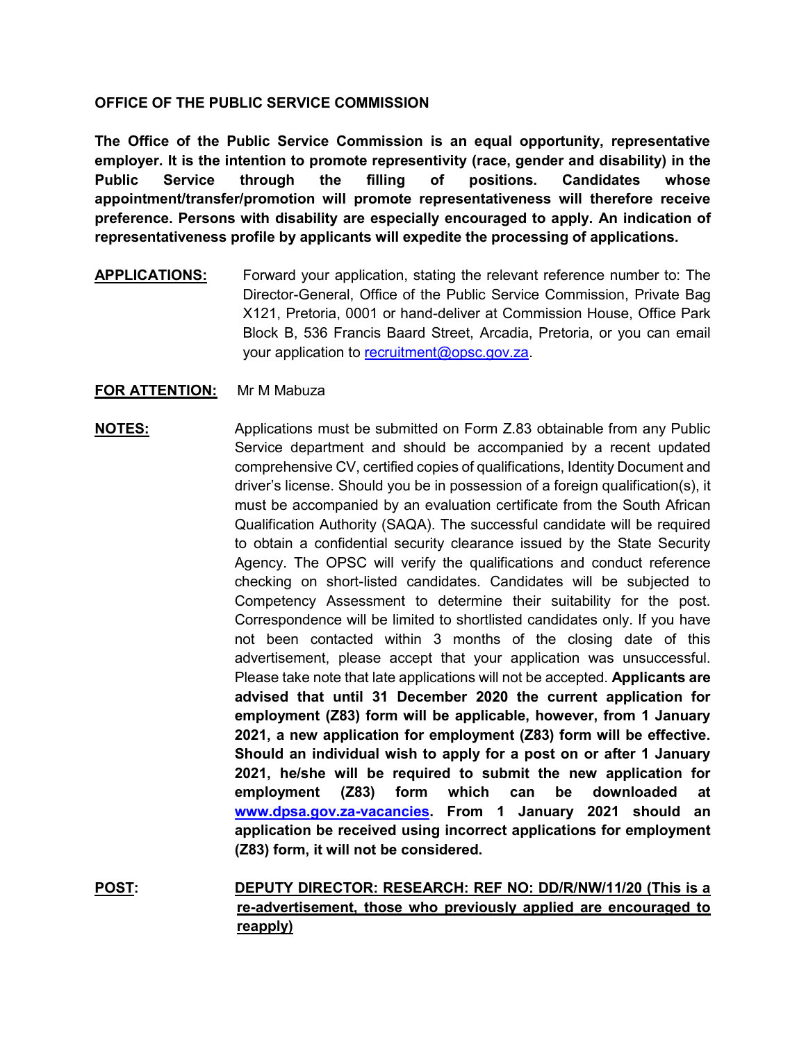**OFFICE OF THE PUBLIC SERVICE COMMISSION**

**The Office of the Public Service Commission is an equal opportunity, representative employer. It is the intention to promote representivity (race, gender and disability) in the Public Service through the filling of positions. Candidates whose appointment/transfer/promotion will promote representativeness will therefore receive preference. Persons with disability are especially encouraged to apply. An indication of representativeness profile by applicants will expedite the processing of applications.**

**APPLICATIONS:** Forward your application, stating the relevant reference number to: The Director-General, Office of the Public Service Commission, Private Bag X121, Pretoria, 0001 or hand-deliver at Commission House, Office Park Block B, 536 Francis Baard Street, Arcadia, Pretoria, or you can email your application to recruitment@opsc.gov.za.

**FOR ATTENTION:** Mr M Mabuza

**NOTES:** Applications must be submitted on Form Z.83 obtainable from any Public Service department and should be accompanied by a recent updated comprehensive CV, certified copies of qualifications, Identity Document and driver's license. Should you be in possession of a foreign qualification(s), it must be accompanied by an evaluation certificate from the South African Qualification Authority (SAQA). The successful candidate will be required to obtain a confidential security clearance issued by the State Security Agency. The OPSC will verify the qualifications and conduct reference checking on short-listed candidates. Candidates will be subjected to Competency Assessment to determine their suitability for the post. Correspondence will be limited to shortlisted candidates only. If you have not been contacted within 3 months of the closing date of this advertisement, please accept that your application was unsuccessful. Please take note that late applications will not be accepted. **Applicants are advised that until 31 December 2020 the current application for employment (Z83) form will be applicable, however, from 1 January 2021, a new application for employment (Z83) form will be effective. Should an individual wish to apply for a post on or after 1 January 2021, he/she will be required to submit the new application for employment (Z83) form which can be downloaded at www.dpsa.gov.za-vacancies. From 1 January 2021 should an application be received using incorrect applications for employment (Z83) form, it will not be considered.**

**POST:** **DEPUTY DIRECTOR: RESEARCH: REF NO: DD/R/NW/11/20 (This is a re-advertisement, those who previously applied are encouraged to reapply)**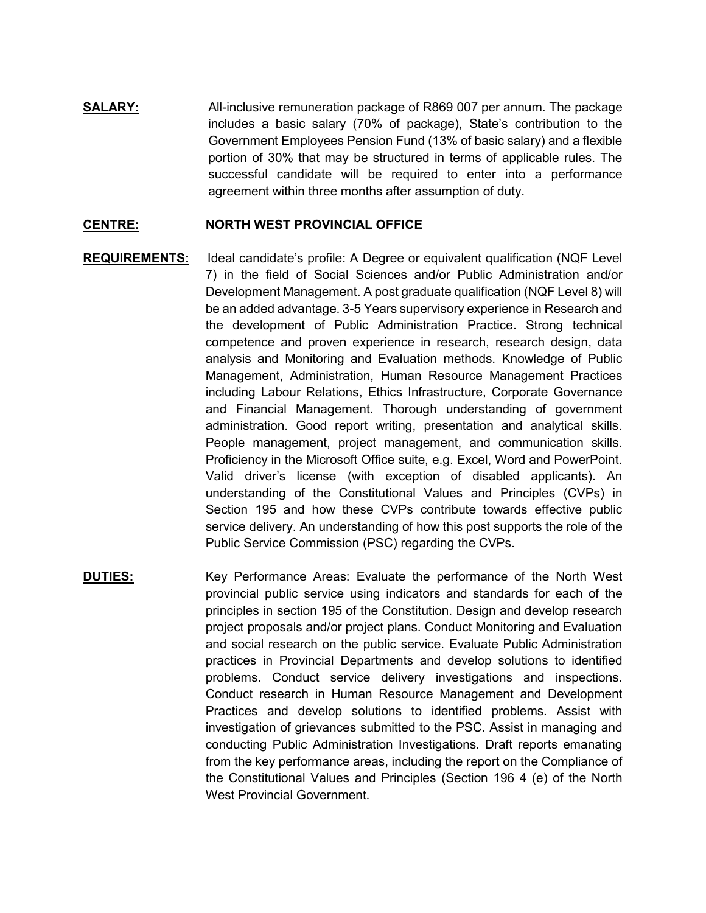**SALARY:** All-inclusive remuneration package of R869 007 per annum. The package includes a basic salary (70% of package), State's contribution to the Government Employees Pension Fund (13% of basic salary) and a flexible portion of 30% that may be structured in terms of applicable rules. The successful candidate will be required to enter into a performance agreement within three months after assumption of duty.

**CENTRE:** **NORTH WEST PROVINCIAL OFFICE**

**REQUIREMENTS:** Ideal candidate's profile: A Degree or equivalent qualification (NQF Level 7) in the field of Social Sciences and/or Public Administration and/or Development Management. A post graduate qualification (NQF Level 8) will be an added advantage. 3-5 Years supervisory experience in Research and the development of Public Administration Practice. Strong technical competence and proven experience in research, research design, data analysis and Monitoring and Evaluation methods. Knowledge of Public Management, Administration, Human Resource Management Practices including Labour Relations, Ethics Infrastructure, Corporate Governance and Financial Management. Thorough understanding of government administration. Good report writing, presentation and analytical skills. People management, project management, and communication skills. Proficiency in the Microsoft Office suite, e.g. Excel, Word and PowerPoint. Valid driver's license (with exception of disabled applicants). An understanding of the Constitutional Values and Principles (CVPs) in Section 195 and how these CVPs contribute towards effective public service delivery. An understanding of how this post supports the role of the Public Service Commission (PSC) regarding the CVPs.

**DUTIES:** Key Performance Areas: Evaluate the performance of the North West provincial public service using indicators and standards for each of the principles in section 195 of the Constitution. Design and develop research project proposals and/or project plans. Conduct Monitoring and Evaluation and social research on the public service. Evaluate Public Administration practices in Provincial Departments and develop solutions to identified problems. Conduct service delivery investigations and inspections. Conduct research in Human Resource Management and Development Practices and develop solutions to identified problems. Assist with investigation of grievances submitted to the PSC. Assist in managing and conducting Public Administration Investigations. Draft reports emanating from the key performance areas, including the report on the Compliance of the Constitutional Values and Principles (Section 196 4 (e) of the North West Provincial Government.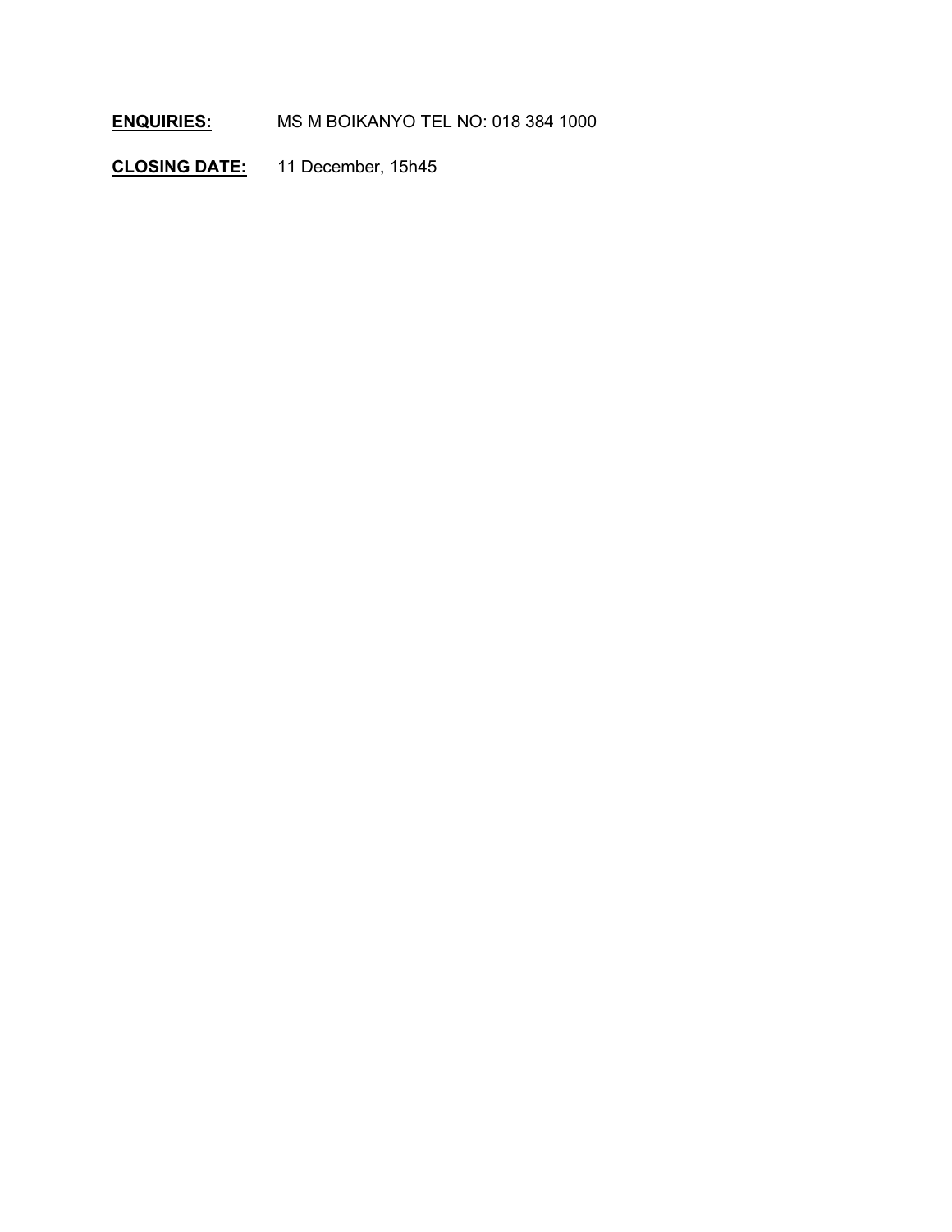**ENQUIRIES:** MS M BOIKANYO TEL NO: 018 384 1000

**CLOSING DATE:** 11 December, 15h45